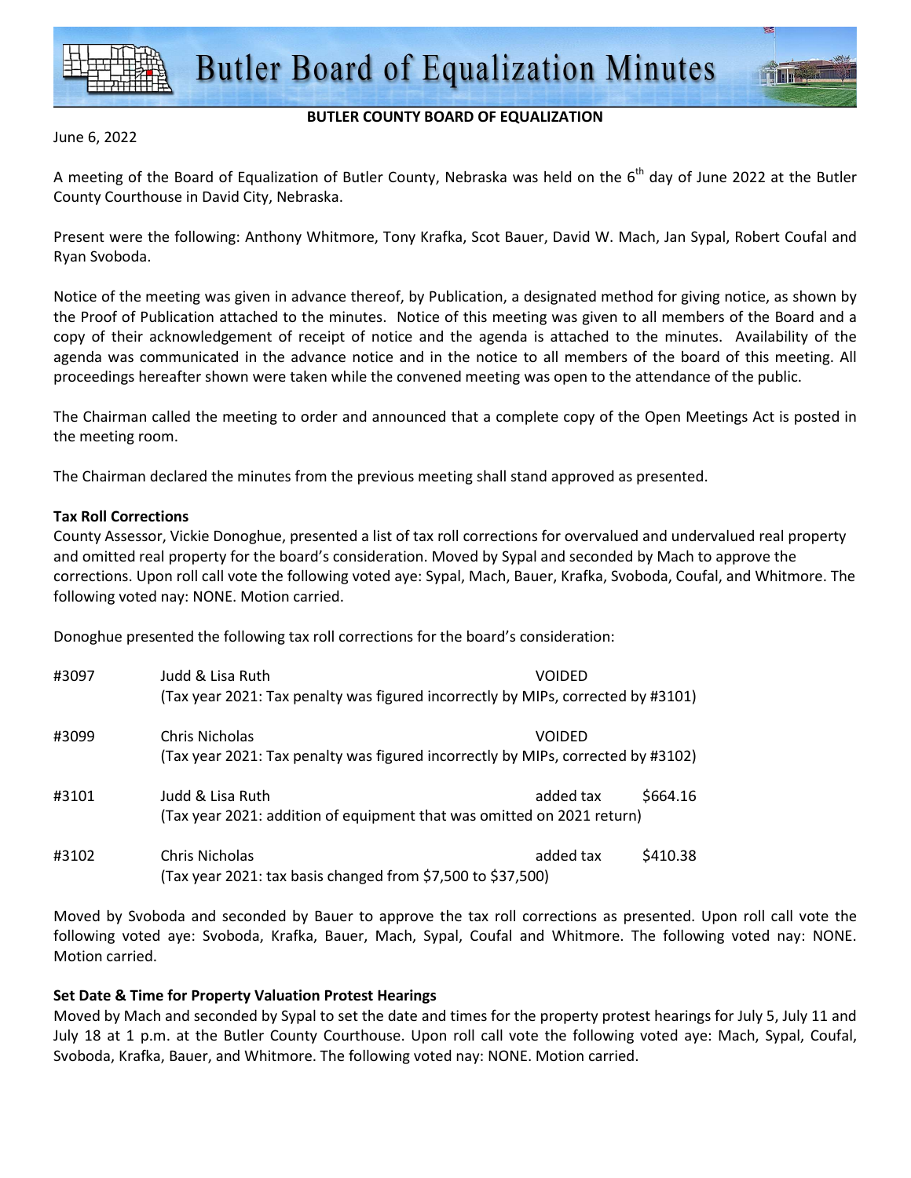# Butler Board of Equalization Minutes

**BUTLER COUNTY BOARD OF EQUALIZATION**

June 6, 2022

A meeting of the Board of Equalization of Butler County, Nebraska was held on the 6th day of June 2022 at the Butler County Courthouse in David City, Nebraska.

Present were the following: Anthony Whitmore, Tony Krafka, Scot Bauer, David W. Mach, Jan Sypal, Robert Coufal and Ryan Svoboda.

Notice of the meeting was given in advance thereof, by Publication, a designated method for giving notice, as shown by the Proof of Publication attached to the minutes. Notice of this meeting was given to all members of the Board and a copy of their acknowledgement of receipt of notice and the agenda is attached to the minutes. Availability of the agenda was communicated in the advance notice and in the notice to all members of the board of this meeting. All proceedings hereafter shown were taken while the convened meeting was open to the attendance of the public.

The Chairman called the meeting to order and announced that a complete copy of the Open Meetings Act is posted in the meeting room.

The Chairman declared the minutes from the previous meeting shall stand approved as presented.

**Tax Roll Corrections**

County Assessor, Vickie Donoghue, presented a list of tax roll corrections for overvalued and undervalued real property and omitted real property for the board's consideration. Moved by Sypal and seconded by Mach to approve the corrections. Upon roll call vote the following voted aye: Sypal, Mach, Bauer, Krafka, Svoboda, Coufal, and Whitmore. The following voted nay: NONE. Motion carried.

Donoghue presented the following tax roll corrections for the board's consideration:

| | | | |
|---|---|---|---|
| #3097 | Judd & Lisa Ruth<br>(Tax year 2021: Tax penalty was figured incorrectly by MIPs, corrected by #3101) | VOIDED | |
| #3099 | Chris Nicholas<br>(Tax year 2021: Tax penalty was figured incorrectly by MIPs, corrected by #3102) | VOIDED | |
| #3101 | Judd & Lisa Ruth<br>(Tax year 2021: addition of equipment that was omitted on 2021 return) | added tax | $664.16 |
| #3102 | Chris Nicholas<br>(Tax year 2021: tax basis changed from $7,500 to $37,500) | added tax | $410.38 |

Moved by Svoboda and seconded by Bauer to approve the tax roll corrections as presented. Upon roll call vote the following voted aye: Svoboda, Krafka, Bauer, Mach, Sypal, Coufal and Whitmore. The following voted nay: NONE. Motion carried.

**Set Date & Time for Property Valuation Protest Hearings**

Moved by Mach and seconded by Sypal to set the date and times for the property protest hearings for July 5, July 11 and July 18 at 1 p.m. at the Butler County Courthouse. Upon roll call vote the following voted aye: Mach, Sypal, Coufal, Svoboda, Krafka, Bauer, and Whitmore. The following voted nay: NONE. Motion carried.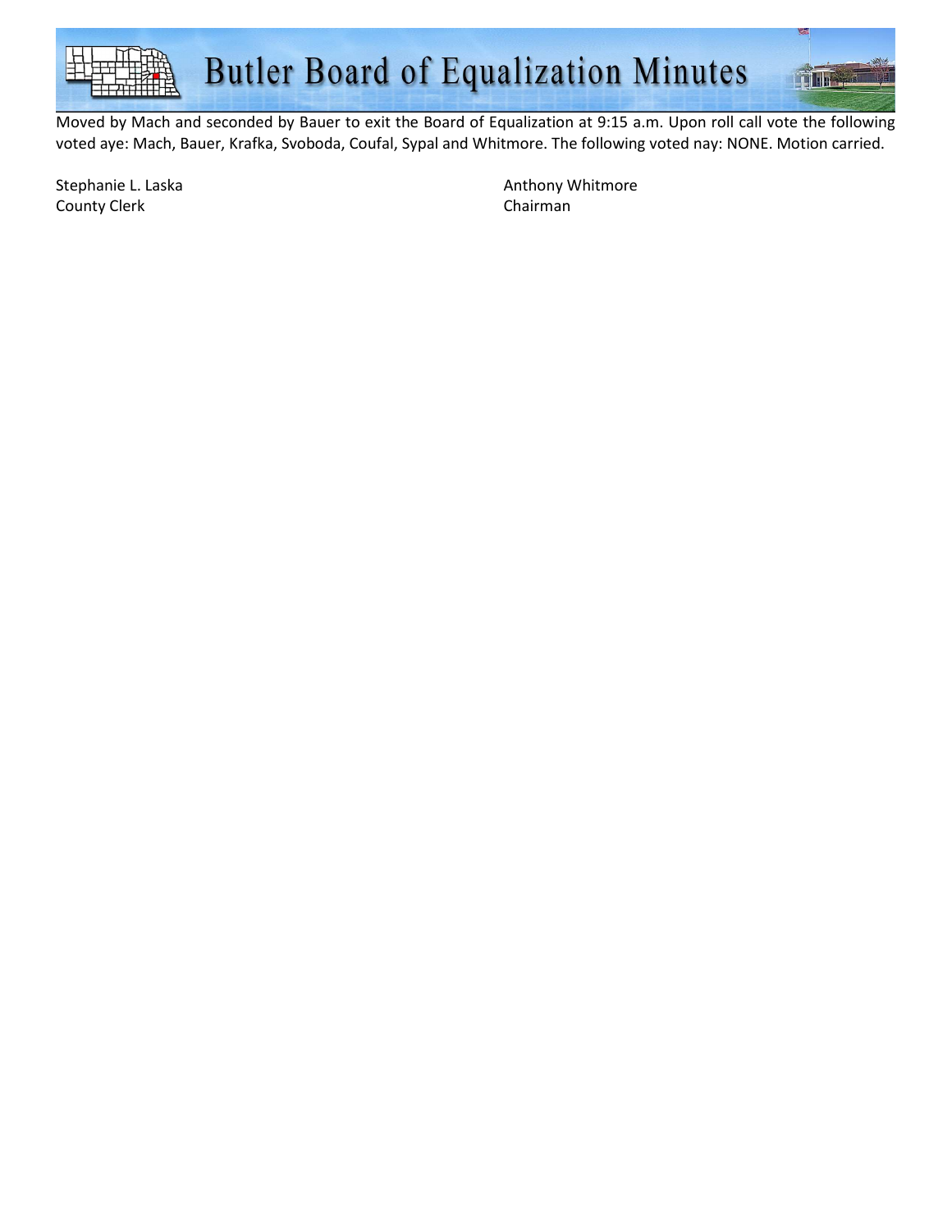Moved by Mach and seconded by Bauer to exit the Board of Equalization at 9:15 a.m. Upon roll call vote the following voted aye: Mach, Bauer, Krafka, Svoboda, Coufal, Sypal and Whitmore. The following voted nay: NONE. Motion carried.

Stephanie L. Laska
County Clerk

Anthony Whitmore
Chairman